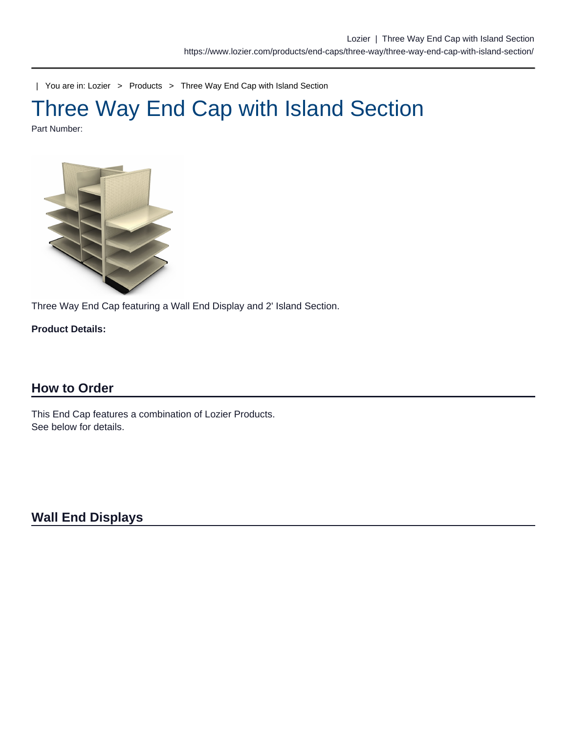| You are in: Lozier > Products > Three Way End Cap with Island Section

# Three Way End Cap with Island Section

Part Number:

Three Way End Cap featuring a Wall End Display and 2' Island Section.

**Product Details:**

## How to Order

This End Cap features a combination of Lozier Products.
See below for details.

## Wall End Displays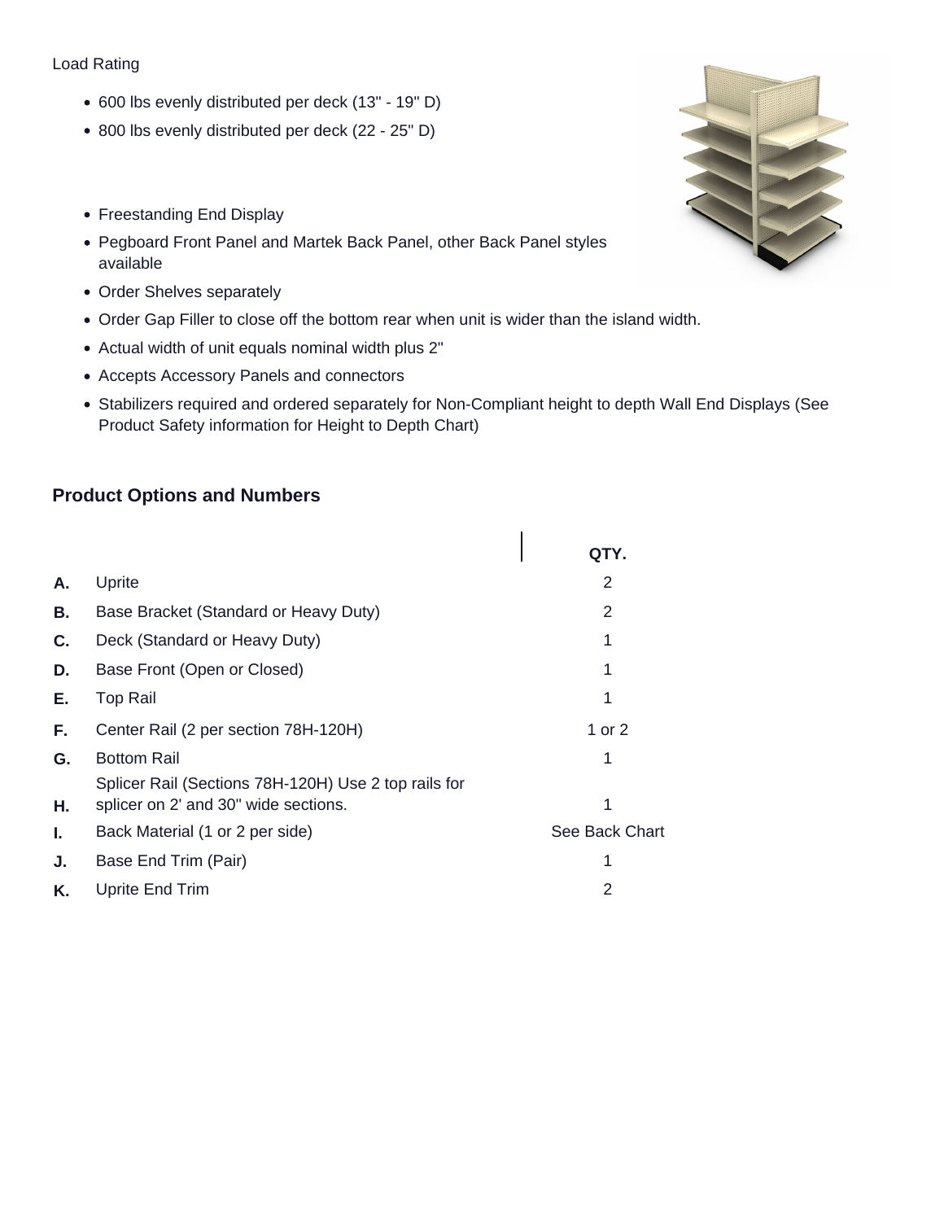Load Rating

- 600 lbs evenly distributed per deck (13" - 19" D)
- 800 lbs evenly distributed per deck (22 - 25" D)

- Freestanding End Display
- Pegboard Front Panel and Martek Back Panel, other Back Panel styles available
- Order Shelves separately
- Order Gap Filler to close off the bottom rear when unit is wider than the island width.
- Actual width of unit equals nominal width plus 2"
- Accepts Accessory Panels and connectors
- Stabilizers required and ordered separately for Non-Compliant height to depth Wall End Displays (See Product Safety information for Height to Depth Chart)

## Product Options and Numbers

| | | QTY. |
|---|---|---|
| **A.** | Uprite | 2 |
| **B.** | Base Bracket (Standard or Heavy Duty) | 2 |
| **C.** | Deck (Standard or Heavy Duty) | 1 |
| **D.** | Base Front (Open or Closed) | 1 |
| **E.** | Top Rail | 1 |
| **F.** | Center Rail (2 per section 78H-120H) | 1 or 2 |
| **G.** | Bottom Rail | 1 |
| **H.** | Splicer Rail (Sections 78H-120H) Use 2 top rails for splicer on 2' and 30" wide sections. | 1 |
| **I.** | Back Material (1 or 2 per side) | See Back Chart |
| **J.** | Base End Trim (Pair) | 1 |
| **K.** | Uprite End Trim | 2 |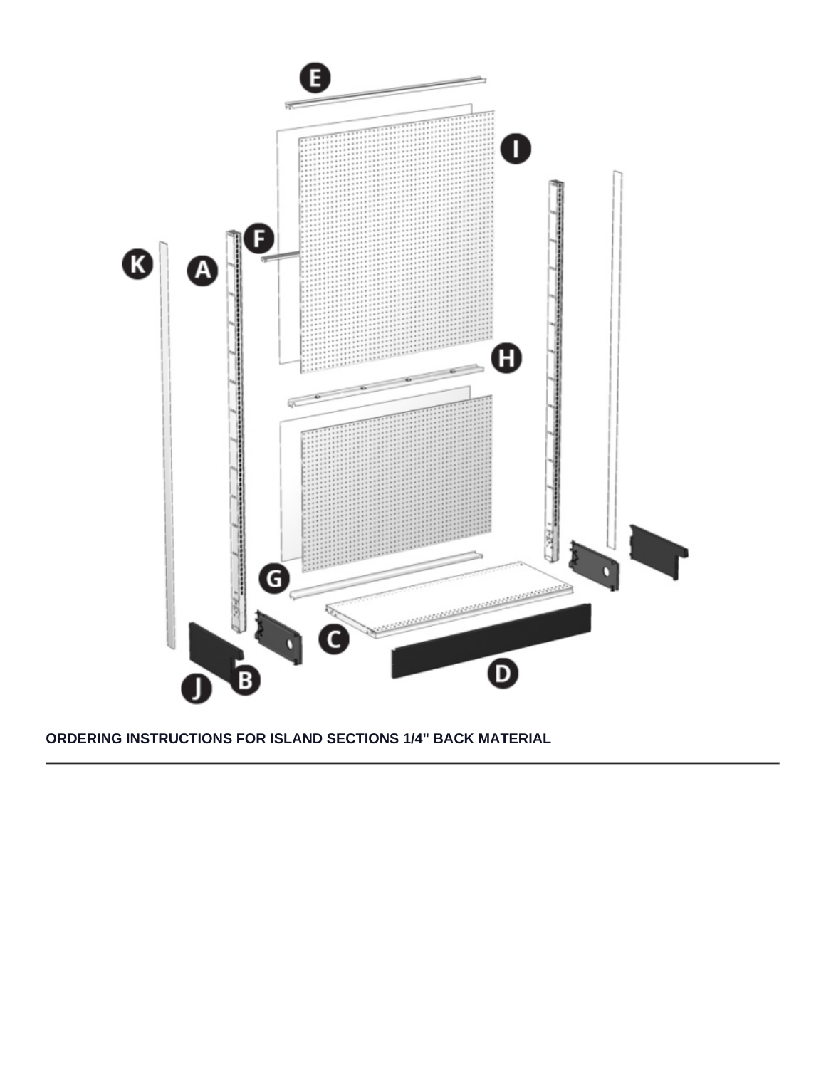ORDERING INSTRUCTIONS FOR ISLAND SECTIONS 1/4" BACK MATERIAL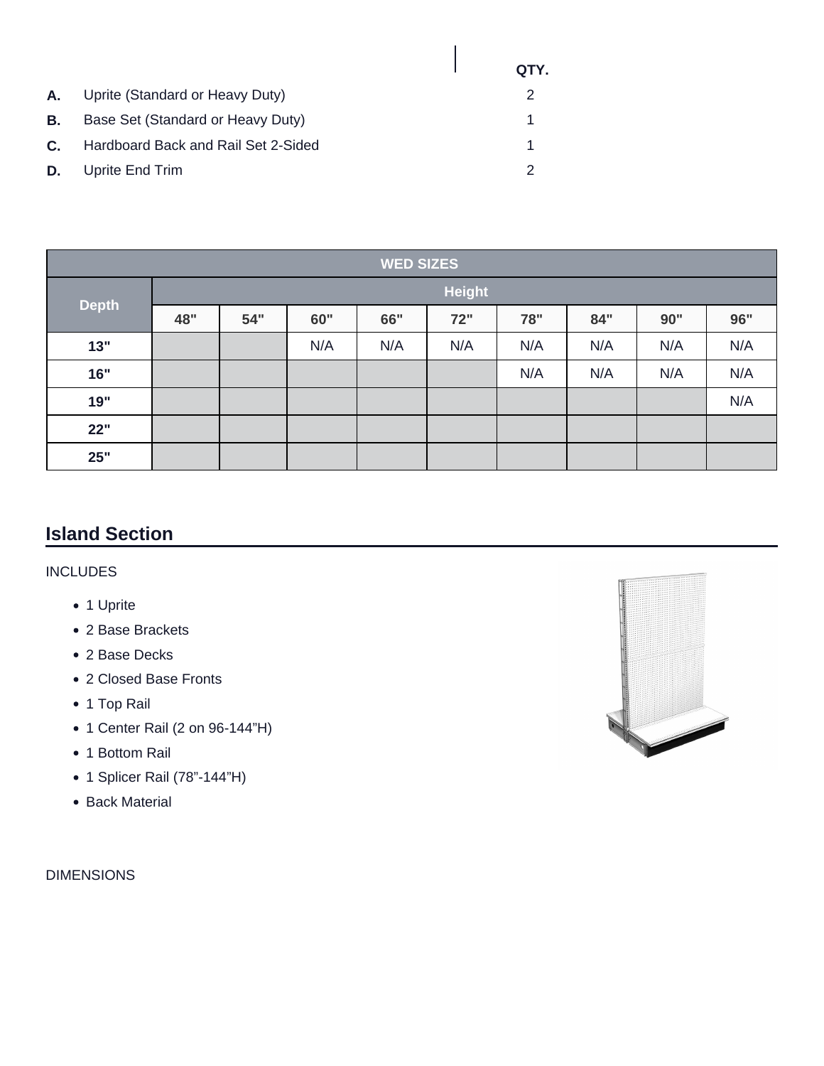| | | QTY. |
|---|---|---|
| **A.** | Uprite (Standard or Heavy Duty) | 2 |
| **B.** | Base Set (Standard or Heavy Duty) | 1 |
| **C.** | Hardboard Back and Rail Set 2-Sided | 1 |
| **D.** | Uprite End Trim | 2 |

| WED SIZES | | | | | | | | | |
|---|---|---|---|---|---|---|---|---|---|
| **Depth** | **Height** | | | | | | | | |
| | **48"** | **54"** | **60"** | **66"** | **72"** | **78"** | **84"** | **90"** | **96"** |
| **13"** | | | N/A | N/A | N/A | N/A | N/A | N/A | N/A |
| **16"** | | | | | | N/A | N/A | N/A | N/A |
| **19"** | | | | | | | | | N/A |
| **22"** | | | | | | | | | |
| **25"** | | | | | | | | | |

## Island Section

INCLUDES

- 1 Uprite
- 2 Base Brackets
- 2 Base Decks
- 2 Closed Base Fronts
- 1 Top Rail
- 1 Center Rail (2 on 96-144"H)
- 1 Bottom Rail
- 1 Splicer Rail (78"-144"H)
- Back Material

DIMENSIONS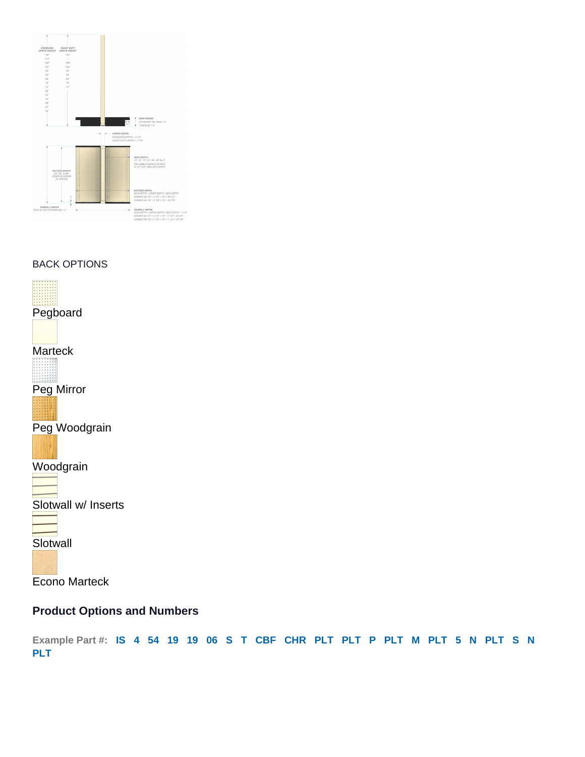BACK OPTIONS

Pegboard

Marteck

Peg Mirror

Peg Woodgrain

Woodgrain

Slotwall w/ Inserts

Slotwall

Econo Marteck

### Product Options and Numbers

**Example Part #: IS 4 54 19 19 06 S T CBF CHR PLT PLT P PLT M PLT 5 N PLT S N PLT**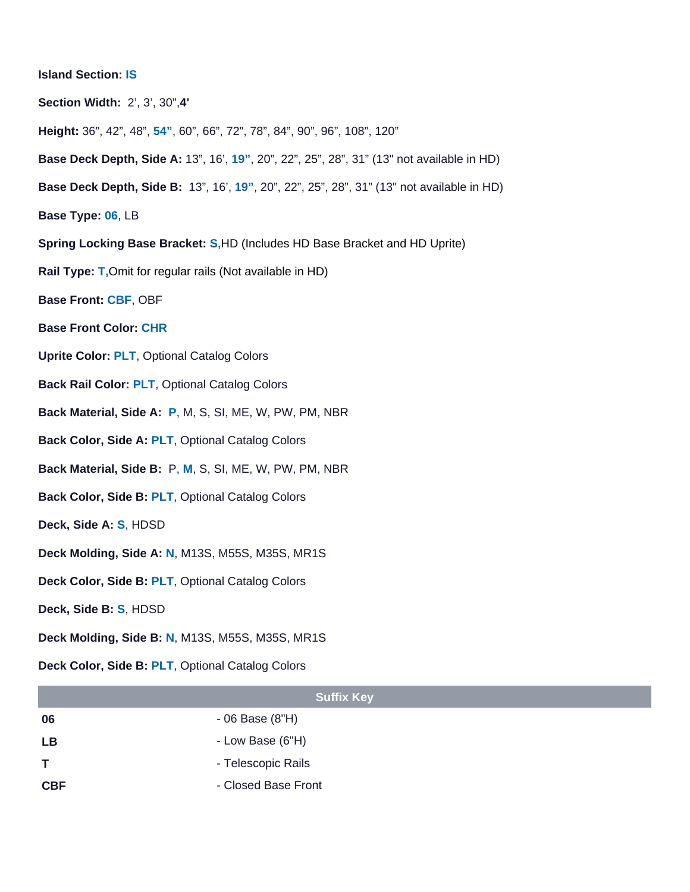**Island Section:** **IS**

**Section Width:** 2', 3', 30",**4'**

**Height:** 36", 42", 48", **54"**, 60", 66", 72", 78", 84", 90", 96", 108", 120"

**Base Deck Depth, Side A:** 13", 16', **19"**, 20", 22", 25", 28", 31" (13" not available in HD)

**Base Deck Depth, Side B:** 13", 16', **19"**, 20", 22", 25", 28", 31" (13" not available in HD)

**Base Type:** **06**, LB

**Spring Locking Base Bracket:** **S,**HD (Includes HD Base Bracket and HD Uprite)

**Rail Type:** **T,**Omit for regular rails (Not available in HD)

**Base Front:** **CBF**, OBF

**Base Front Color:** **CHR**

**Uprite Color:** **PLT**, Optional Catalog Colors

**Back Rail Color:** **PLT**, Optional Catalog Colors

**Back Material, Side A:** **P**, M, S, SI, ME, W, PW, PM, NBR

**Back Color, Side A:** **PLT**, Optional Catalog Colors

**Back Material, Side B:** P, **M**, S, SI, ME, W, PW, PM, NBR

**Back Color, Side B:** **PLT**, Optional Catalog Colors

**Deck, Side A:** **S**, HDSD

**Deck Molding, Side A:** **N**, M13S, M55S, M35S, MR1S

**Deck Color, Side B:** **PLT**, Optional Catalog Colors

**Deck, Side B:** **S**, HDSD

**Deck Molding, Side B:** **N**, M13S, M55S, M35S, MR1S

**Deck Color, Side B:** **PLT**, Optional Catalog Colors

| Suffix Key | |
|---|---|
| **06** | - 06 Base (8"H) |
| **LB** | - Low Base (6"H) |
| **T** | - Telescopic Rails |
| **CBF** | - Closed Base Front |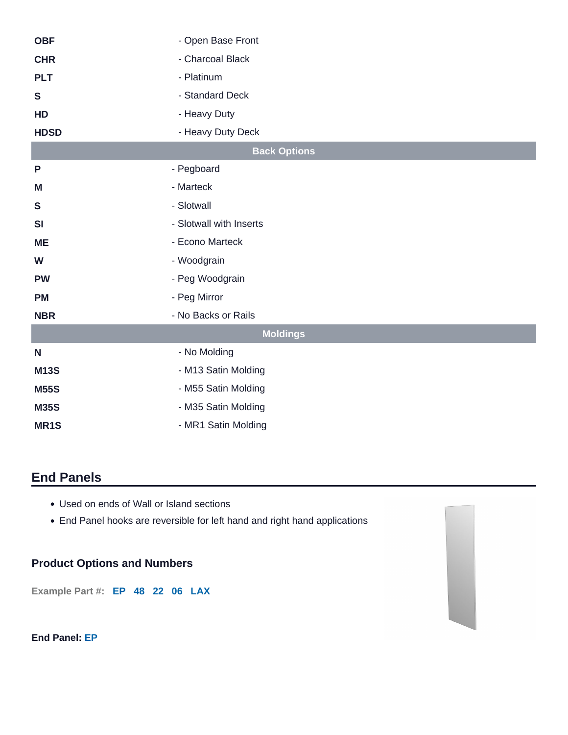| | |
|---|---|
| **OBF** | - Open Base Front |
| **CHR** | - Charcoal Black |
| **PLT** | - Platinum |
| **S** | - Standard Deck |
| **HD** | - Heavy Duty |
| **HDSD** | - Heavy Duty Deck |
| **Back Options** | |
| **P** | - Pegboard |
| **M** | - Marteck |
| **S** | - Slotwall |
| **SI** | - Slotwall with Inserts |
| **ME** | - Econo Marteck |
| **W** | - Woodgrain |
| **PW** | - Peg Woodgrain |
| **PM** | - Peg Mirror |
| **NBR** | - No Backs or Rails |
| **Moldings** | |
| **N** | - No Molding |
| **M13S** | - M13 Satin Molding |
| **M55S** | - M55 Satin Molding |
| **M35S** | - M35 Satin Molding |
| **MR1S** | - MR1 Satin Molding |

## End Panels

- Used on ends of Wall or Island sections
- End Panel hooks are reversible for left hand and right hand applications

### Product Options and Numbers

**Example Part #: EP 48 22 06 LAX**

**End Panel: EP**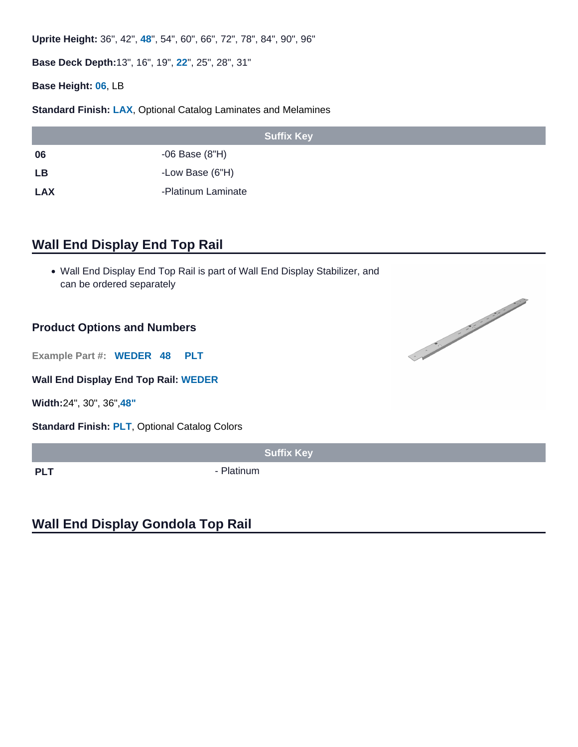**Uprite Height:** 36", 42", **48**", 54", 60", 66", 72", 78", 84", 90", 96"

**Base Deck Depth:**13", 16", 19", **22**", 25", 28", 31"

**Base Height:** **06**, LB

**Standard Finish:** **LAX**, Optional Catalog Laminates and Melamines

| Suffix Key | |
|---|---|
| **06** | -06 Base (8"H) |
| **LB** | -Low Base (6"H) |
| **LAX** | -Platinum Laminate |

## Wall End Display End Top Rail

- Wall End Display End Top Rail is part of Wall End Display Stabilizer, and can be ordered separately

### Product Options and Numbers

**Example Part #:** **WEDER** **48** **PLT**

**Wall End Display End Top Rail:** **WEDER**

**Width:**24", 30", 36",**48"**

**Standard Finish:** **PLT**, Optional Catalog Colors

| Suffix Key | |
|---|---|
| **PLT** | - Platinum |

## Wall End Display Gondola Top Rail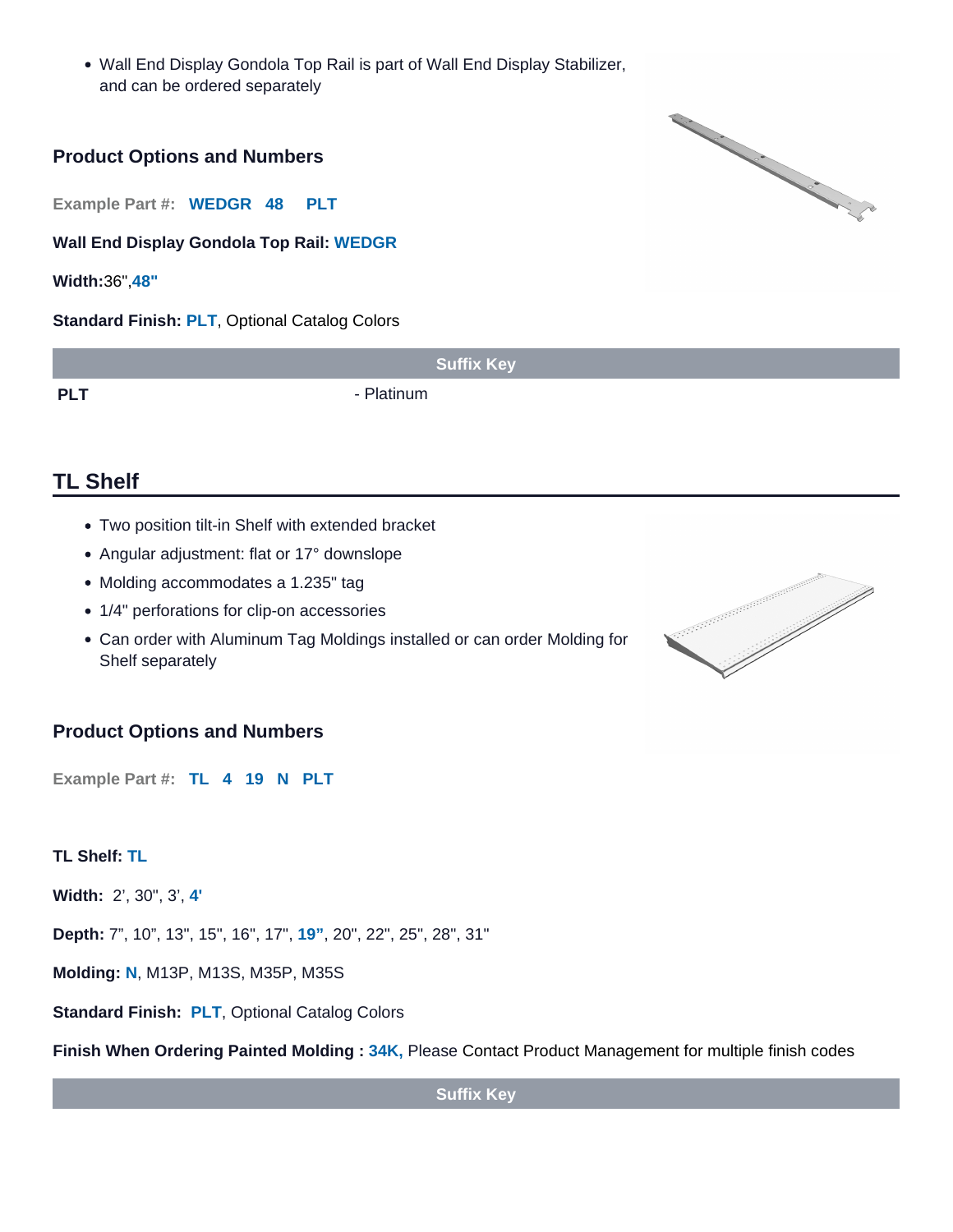- Wall End Display Gondola Top Rail is part of Wall End Display Stabilizer, and can be ordered separately

### Product Options and Numbers

**Example Part #: WEDGR 48 PLT**

**Wall End Display Gondola Top Rail: WEDGR**

**Width:** 36", **48"**

**Standard Finish: PLT**, Optional Catalog Colors

| Suffix Key | |
|---|---|
| **PLT** | - Platinum |

## TL Shelf

- Two position tilt-in Shelf with extended bracket
- Angular adjustment: flat or 17° downslope
- Molding accommodates a 1.235" tag
- 1/4" perforations for clip-on accessories
- Can order with Aluminum Tag Moldings installed or can order Molding for Shelf separately

### Product Options and Numbers

**Example Part #: TL 4 19 N PLT**

**TL Shelf: TL**

**Width:** 2', 30", 3', **4'**

**Depth:** 7", 10", 13", 15", 16", 17", **19"**, 20", 22", 25", 28", 31"

**Molding: N**, M13P, M13S, M35P, M35S

**Standard Finish: PLT**, Optional Catalog Colors

**Finish When Ordering Painted Molding : 34K,** Please Contact Product Management for multiple finish codes

| Suffix Key |
|---|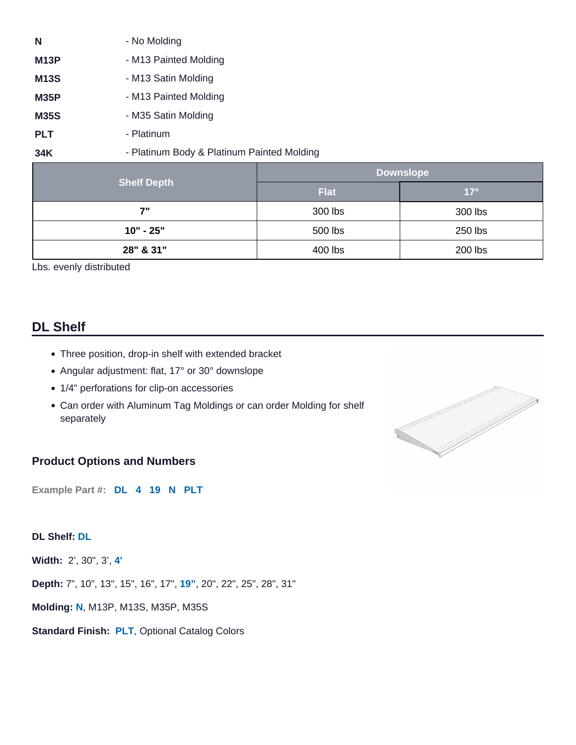**N** - No Molding

**M13P** - M13 Painted Molding

**M13S** - M13 Satin Molding

**M35P** - M13 Painted Molding

**M35S** - M35 Satin Molding

**PLT** - Platinum

**34K** - Platinum Body & Platinum Painted Molding

| Shelf Depth | Downslope | |
|---|---|---|
| | Flat | 17° |
| 7" | 300 lbs | 300 lbs |
| 10" - 25" | 500 lbs | 250 lbs |
| 28" & 31" | 400 lbs | 200 lbs |

Lbs. evenly distributed

## DL Shelf

- Three position, drop-in shelf with extended bracket
- Angular adjustment: flat, 17° or 30° downslope
- 1/4" perforations for clip-on accessories
- Can order with Aluminum Tag Moldings or can order Molding for shelf separately

### Product Options and Numbers

**Example Part #:** **DL 4 19 N PLT**

**DL Shelf:** **DL**

**Width:** 2', 30", 3', **4'**

**Depth:** 7", 10", 13", 15", 16", 17", **19"**, 20", 22", 25", 28", 31"

**Molding:** **N**, M13P, M13S, M35P, M35S

**Standard Finish:** **PLT**, Optional Catalog Colors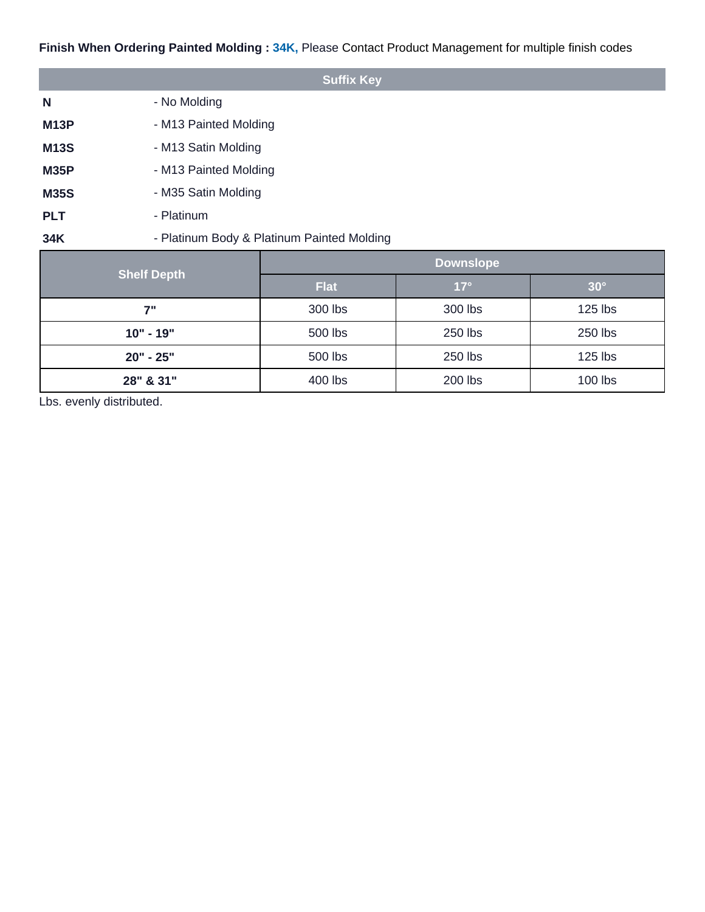**Finish When Ordering Painted Molding : 34K,** Please Contact Product Management for multiple finish codes

| Suffix Key | |
|---|---|
| **N** | - No Molding |
| **M13P** | - M13 Painted Molding |
| **M13S** | - M13 Satin Molding |
| **M35P** | - M13 Painted Molding |
| **M35S** | - M35 Satin Molding |
| **PLT** | - Platinum |
| **34K** | - Platinum Body & Platinum Painted Molding |

| Shelf Depth | Downslope | | |
|---|---|---|---|
| | Flat | 17° | 30° |
| **7"** | 300 lbs | 300 lbs | 125 lbs |
| **10" - 19"** | 500 lbs | 250 lbs | 250 lbs |
| **20" - 25"** | 500 lbs | 250 lbs | 125 lbs |
| **28" & 31"** | 400 lbs | 200 lbs | 100 lbs |

Lbs. evenly distributed.